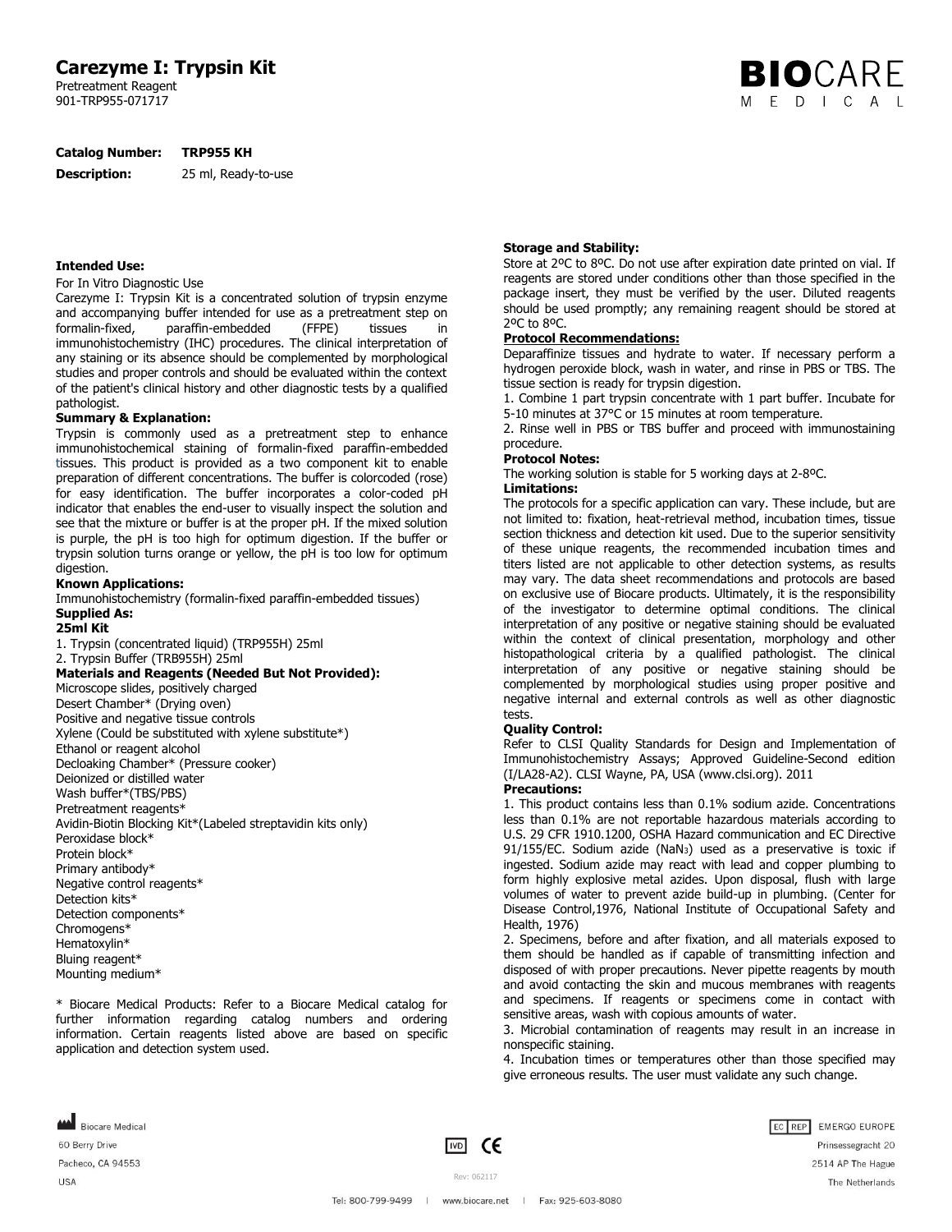# Carezyme I: Trypsin Kit

Pretreatment Reagent
901-TRP955-071717

**Catalog Number:** **TRP955 KH**

**Description:** 25 ml, Ready-to-use

**Intended Use:**

For In Vitro Diagnostic Use

Carezyme I: Trypsin Kit is a concentrated solution of trypsin enzyme and accompanying buffer intended for use as a pretreatment step on formalin-fixed, paraffin-embedded (FFPE) tissues in immunohistochemistry (IHC) procedures. The clinical interpretation of any staining or its absence should be complemented by morphological studies and proper controls and should be evaluated within the context of the patient's clinical history and other diagnostic tests by a qualified pathologist.

**Summary & Explanation:**

Trypsin is commonly used as a pretreatment step to enhance immunohistochemical staining of formalin-fixed paraffin-embedded tissues. This product is provided as a two component kit to enable preparation of different concentrations. The buffer is colorcoded (rose) for easy identification. The buffer incorporates a color-coded pH indicator that enables the end-user to visually inspect the solution and see that the mixture or buffer is at the proper pH. If the mixed solution is purple, the pH is too high for optimum digestion. If the buffer or trypsin solution turns orange or yellow, the pH is too low for optimum digestion.

**Known Applications:**

Immunohistochemistry (formalin-fixed paraffin-embedded tissues)

**Supplied As:**

**25ml Kit**

1. Trypsin (concentrated liquid) (TRP955H) 25ml
2. Trypsin Buffer (TRB955H) 25ml

**Materials and Reagents (Needed But Not Provided):**

Microscope slides, positively charged
Desert Chamber* (Drying oven)
Positive and negative tissue controls
Xylene (Could be substituted with xylene substitute*)
Ethanol or reagent alcohol
Decloaking Chamber* (Pressure cooker)
Deionized or distilled water
Wash buffer*(TBS/PBS)
Pretreatment reagents*
Avidin-Biotin Blocking Kit*(Labeled streptavidin kits only)
Peroxidase block*
Protein block*
Primary antibody*
Negative control reagents*
Detection kits*
Detection components*
Chromogens*
Hematoxylin*
Bluing reagent*
Mounting medium*

\* Biocare Medical Products: Refer to a Biocare Medical catalog for further information regarding catalog numbers and ordering information. Certain reagents listed above are based on specific application and detection system used.

**Storage and Stability:**

Store at 2ºC to 8ºC. Do not use after expiration date printed on vial. If reagents are stored under conditions other than those specified in the package insert, they must be verified by the user. Diluted reagents should be used promptly; any remaining reagent should be stored at 2ºC to 8ºC.

**Protocol Recommendations:**

Deparaffinize tissues and hydrate to water. If necessary perform a hydrogen peroxide block, wash in water, and rinse in PBS or TBS. The tissue section is ready for trypsin digestion.

1. Combine 1 part trypsin concentrate with 1 part buffer. Incubate for 5-10 minutes at 37°C or 15 minutes at room temperature.
2. Rinse well in PBS or TBS buffer and proceed with immunostaining procedure.

**Protocol Notes:**

The working solution is stable for 5 working days at 2-8ºC.

**Limitations:**

The protocols for a specific application can vary. These include, but are not limited to: fixation, heat-retrieval method, incubation times, tissue section thickness and detection kit used. Due to the superior sensitivity of these unique reagents, the recommended incubation times and titers listed are not applicable to other detection systems, as results may vary. The data sheet recommendations and protocols are based on exclusive use of Biocare products. Ultimately, it is the responsibility of the investigator to determine optimal conditions. The clinical interpretation of any positive or negative staining should be evaluated within the context of clinical presentation, morphology and other histopathological criteria by a qualified pathologist. The clinical interpretation of any positive or negative staining should be complemented by morphological studies using proper positive and negative internal and external controls as well as other diagnostic tests.

**Quality Control:**

Refer to CLSI Quality Standards for Design and Implementation of Immunohistochemistry Assays; Approved Guideline-Second edition (I/LA28-A2). CLSI Wayne, PA, USA (www.clsi.org). 2011

**Precautions:**

1. This product contains less than 0.1% sodium azide. Concentrations less than 0.1% are not reportable hazardous materials according to U.S. 29 CFR 1910.1200, OSHA Hazard communication and EC Directive 91/155/EC. Sodium azide ($NaN_3$) used as a preservative is toxic if ingested. Sodium azide may react with lead and copper plumbing to form highly explosive metal azides. Upon disposal, flush with large volumes of water to prevent azide build-up in plumbing. (Center for Disease Control,1976, National Institute of Occupational Safety and Health, 1976)
2. Specimens, before and after fixation, and all materials exposed to them should be handled as if capable of transmitting infection and disposed of with proper precautions. Never pipette reagents by mouth and avoid contacting the skin and mucous membranes with reagents and specimens. If reagents or specimens come in contact with sensitive areas, wash with copious amounts of water.
3. Microbial contamination of reagents may result in an increase in nonspecific staining.
4. Incubation times or temperatures other than those specified may give erroneous results. The user must validate any such change.

Biocare Medical
60 Berry Drive
Pacheco, CA 94553
USA

EC REP EMERGO EUROPE
Prinsessegracht 20
2514 AP The Hague
The Netherlands

Rev: 062117

Tel: 800-799-9499 | www.biocare.net | Fax: 925-603-8080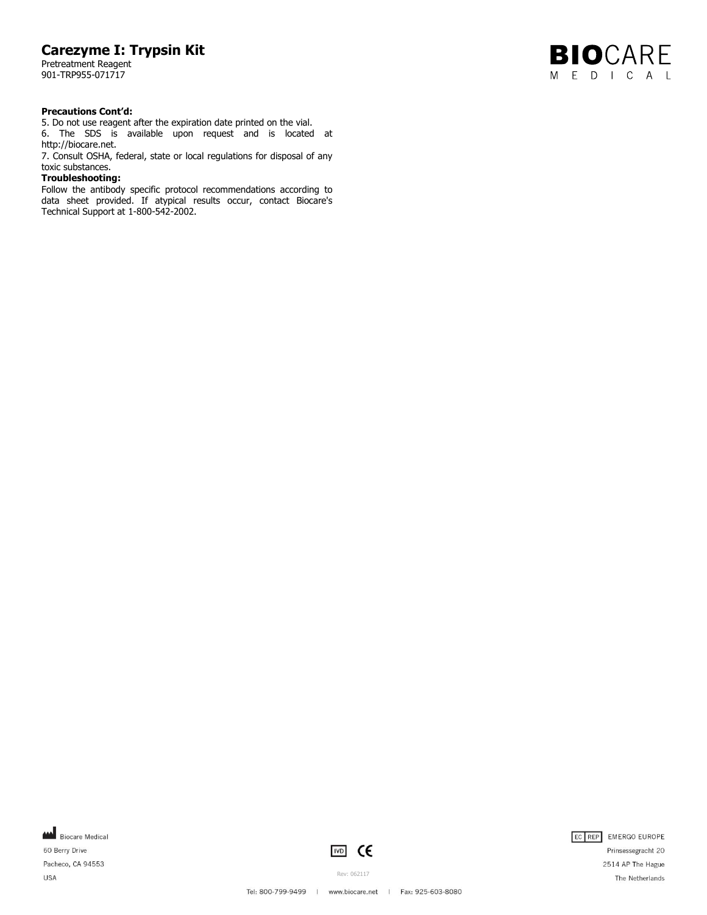**Precautions Cont'd:**

5. Do not use reagent after the expiration date printed on the vial.
6. The SDS is available upon request and is located at http://biocare.net.
7. Consult OSHA, federal, state or local regulations for disposal of any toxic substances.

**Troubleshooting:**

Follow the antibody specific protocol recommendations according to data sheet provided. If atypical results occur, contact Biocare's Technical Support at 1-800-542-2002.